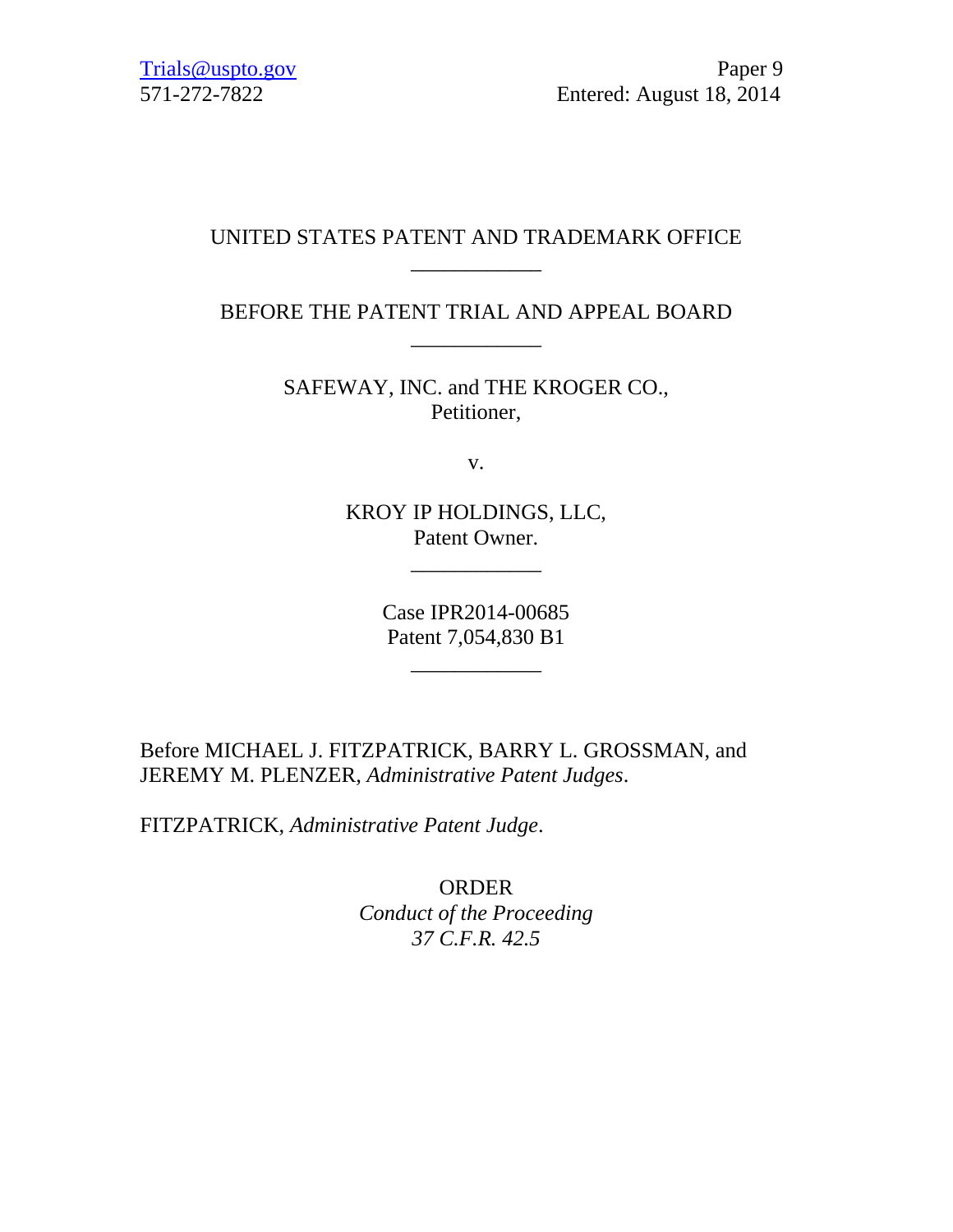Trials@uspto.gov
571-272-7822

Paper 9
Entered: August 18, 2014

UNITED STATES PATENT AND TRADEMARK OFFICE

\_\_\_\_\_\_\_\_\_\_\_\_

BEFORE THE PATENT TRIAL AND APPEAL BOARD

\_\_\_\_\_\_\_\_\_\_\_\_

SAFEWAY, INC. and THE KROGER CO.,
Petitioner,

v.

KROY IP HOLDINGS, LLC,
Patent Owner.

\_\_\_\_\_\_\_\_\_\_\_\_

Case IPR2014-00685
Patent 7,054,830 B1

\_\_\_\_\_\_\_\_\_\_\_\_

Before MICHAEL J. FITZPATRICK, BARRY L. GROSSMAN, and JEREMY M. PLENZER, *Administrative Patent Judges*.

FITZPATRICK, *Administrative Patent Judge*.

ORDER
*Conduct of the Proceeding*
*37 C.F.R. 42.5*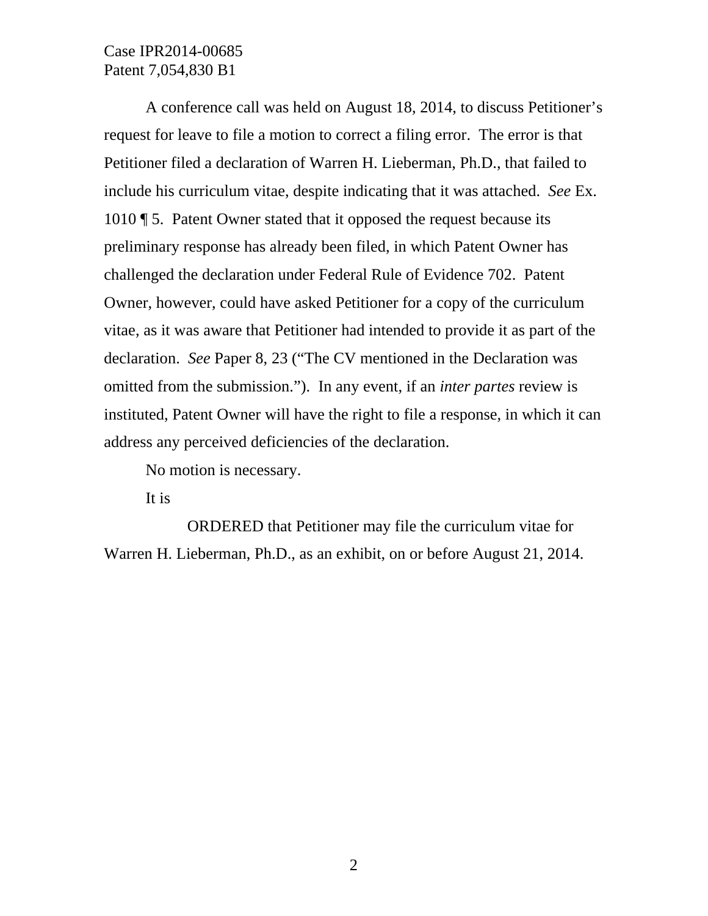A conference call was held on August 18, 2014, to discuss Petitioner's request for leave to file a motion to correct a filing error. The error is that Petitioner filed a declaration of Warren H. Lieberman, Ph.D., that failed to include his curriculum vitae, despite indicating that it was attached. *See* Ex. 1010 ¶ 5. Patent Owner stated that it opposed the request because its preliminary response has already been filed, in which Patent Owner has challenged the declaration under Federal Rule of Evidence 702. Patent Owner, however, could have asked Petitioner for a copy of the curriculum vitae, as it was aware that Petitioner had intended to provide it as part of the declaration. *See* Paper 8, 23 ("The CV mentioned in the Declaration was omitted from the submission."). In any event, if an *inter partes* review is instituted, Patent Owner will have the right to file a response, in which it can address any perceived deficiencies of the declaration.

No motion is necessary.

It is

ORDERED that Petitioner may file the curriculum vitae for Warren H. Lieberman, Ph.D., as an exhibit, on or before August 21, 2014.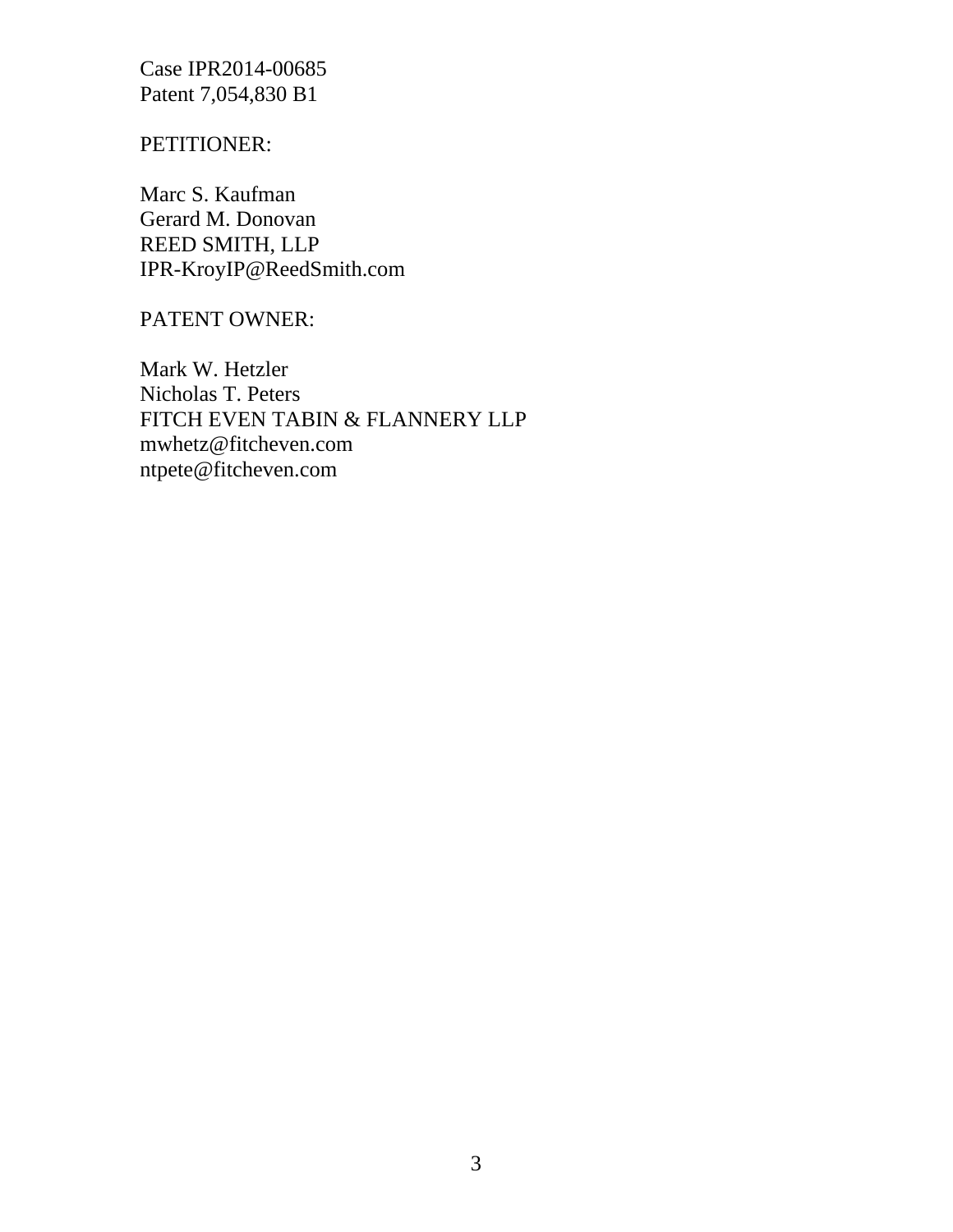Case IPR2014-00685
Patent 7,054,830 B1

PETITIONER:

Marc S. Kaufman
Gerard M. Donovan
REED SMITH, LLP
IPR-KroyIP@ReedSmith.com

PATENT OWNER:

Mark W. Hetzler
Nicholas T. Peters
FITCH EVEN TABIN & FLANNERY LLP
mwhetz@fitcheven.com
ntpete@fitcheven.com